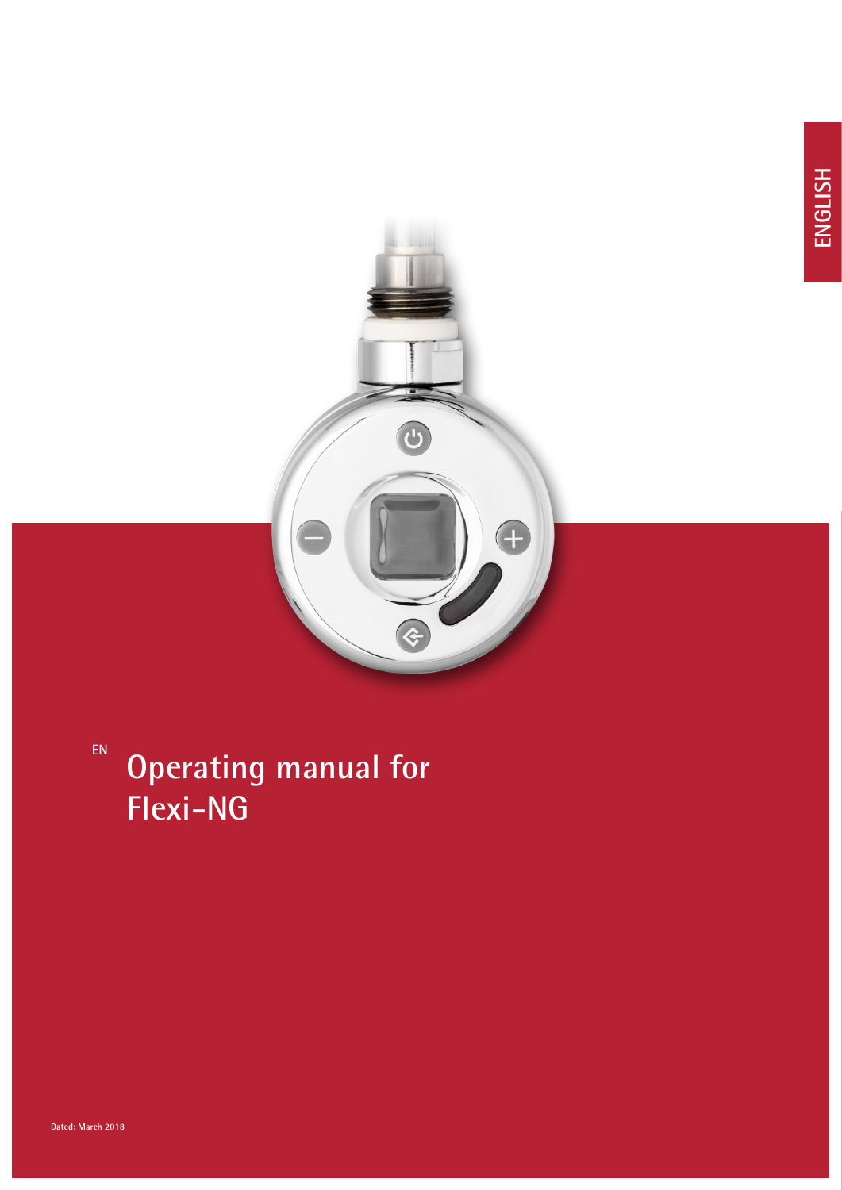ENGLISH

EN

# Operating manual for Flexi-NG

Dated: March 2018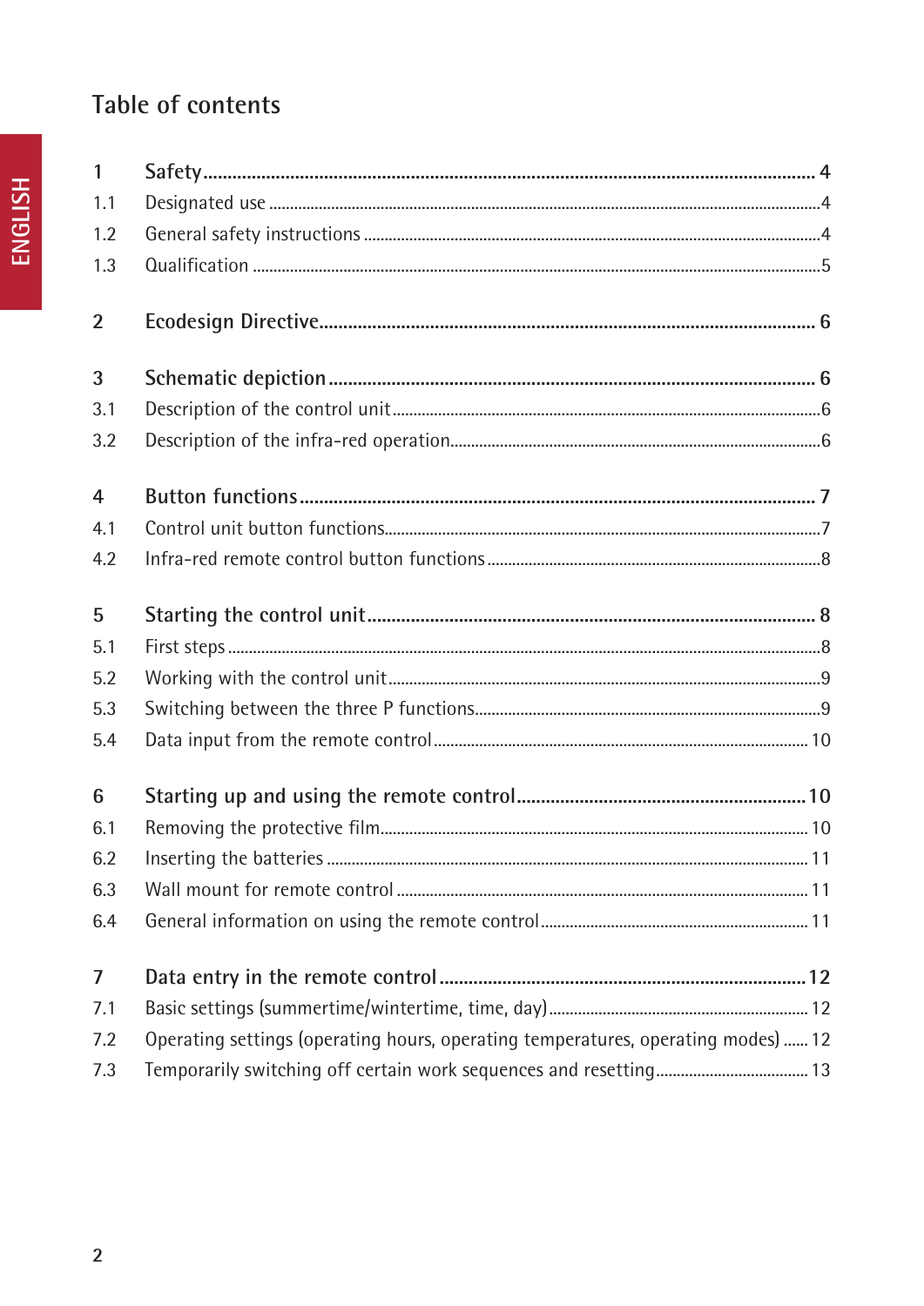# Table of contents

| | | |
|---|---|---|
| **1** | **Safety** | **4** |
| 1.1 | Designated use | 4 |
| 1.2 | General safety instructions | 4 |
| 1.3 | Qualification | 5 |
| **2** | **Ecodesign Directive** | **6** |
| **3** | **Schematic depiction** | **6** |
| 3.1 | Description of the control unit | 6 |
| 3.2 | Description of the infra-red operation | 6 |
| **4** | **Button functions** | **7** |
| 4.1 | Control unit button functions | 7 |
| 4.2 | Infra-red remote control button functions | 8 |
| **5** | **Starting the control unit** | **8** |
| 5.1 | First steps | 8 |
| 5.2 | Working with the control unit | 9 |
| 5.3 | Switching between the three P functions | 9 |
| 5.4 | Data input from the remote control | 10 |
| **6** | **Starting up and using the remote control** | **10** |
| 6.1 | Removing the protective film | 10 |
| 6.2 | Inserting the batteries | 11 |
| 6.3 | Wall mount for remote control | 11 |
| 6.4 | General information on using the remote control | 11 |
| **7** | **Data entry in the remote control** | **12** |
| 7.1 | Basic settings (summertime/wintertime, time, day) | 12 |
| 7.2 | Operating settings (operating hours, operating temperatures, operating modes) | 12 |
| 7.3 | Temporarily switching off certain work sequences and resetting | 13 |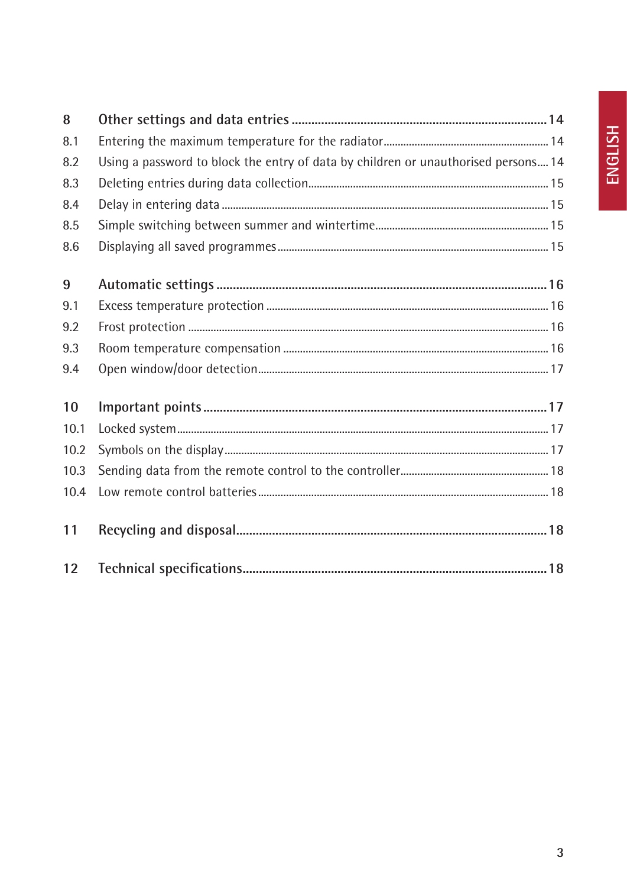| | | |
|---|---|---|
| **8** | **Other settings and data entries** | **14** |
| 8.1 | Entering the maximum temperature for the radiator | 14 |
| 8.2 | Using a password to block the entry of data by children or unauthorised persons | 14 |
| 8.3 | Deleting entries during data collection | 15 |
| 8.4 | Delay in entering data | 15 |
| 8.5 | Simple switching between summer and wintertime | 15 |
| 8.6 | Displaying all saved programmes | 15 |
| **9** | **Automatic settings** | **16** |
| 9.1 | Excess temperature protection | 16 |
| 9.2 | Frost protection | 16 |
| 9.3 | Room temperature compensation | 16 |
| 9.4 | Open window/door detection | 17 |
| **10** | **Important points** | **17** |
| 10.1 | Locked system | 17 |
| 10.2 | Symbols on the display | 17 |
| 10.3 | Sending data from the remote control to the controller | 18 |
| 10.4 | Low remote control batteries | 18 |
| **11** | **Recycling and disposal** | **18** |
| **12** | **Technical specifications** | **18** |

ENGLISH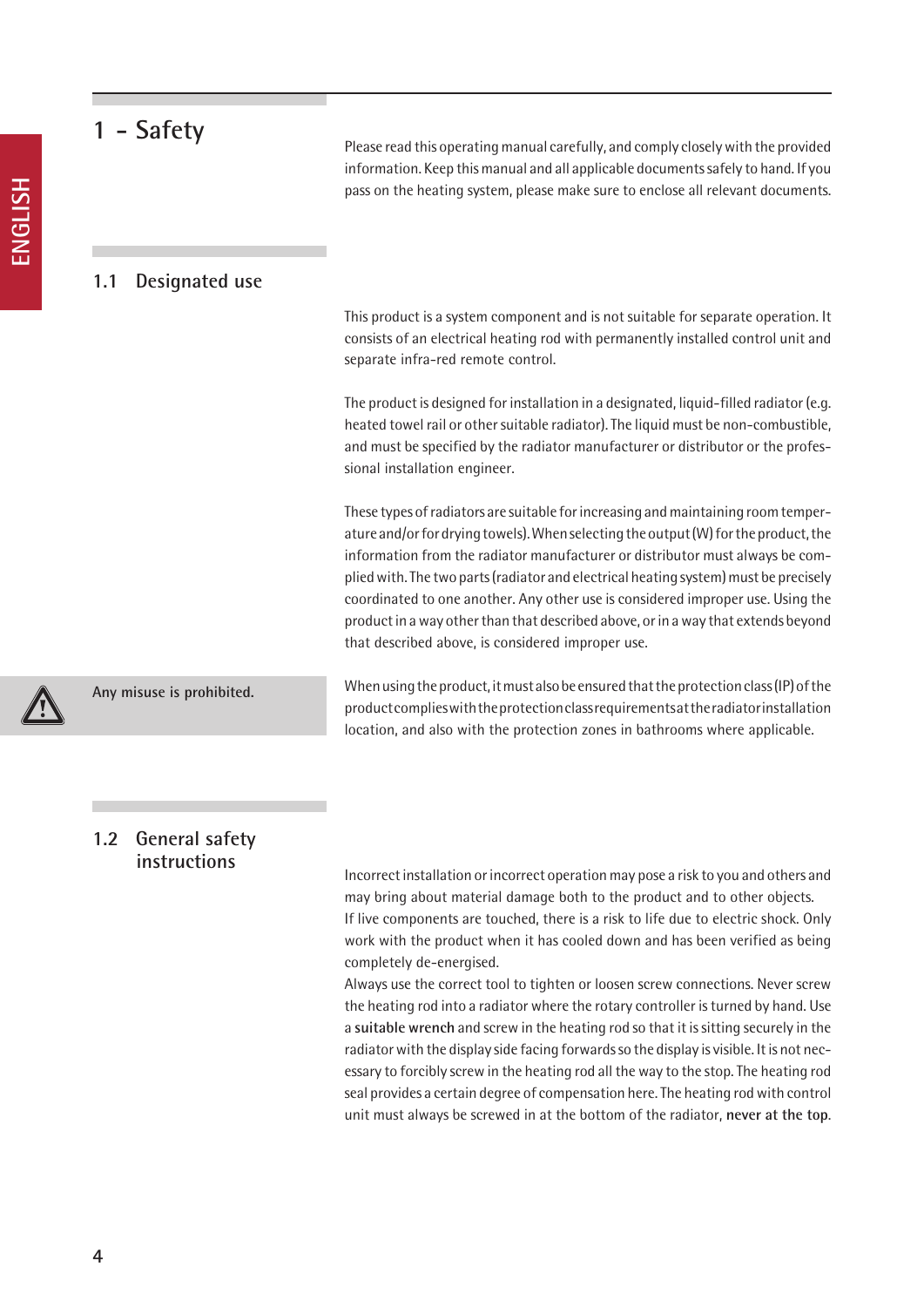# 1 - Safety

Please read this operating manual carefully, and comply closely with the provided information. Keep this manual and all applicable documents safely to hand. If you pass on the heating system, please make sure to enclose all relevant documents.

## 1.1 Designated use

This product is a system component and is not suitable for separate operation. It consists of an electrical heating rod with permanently installed control unit and separate infra-red remote control.

The product is designed for installation in a designated, liquid-filled radiator (e.g. heated towel rail or other suitable radiator). The liquid must be non-combustible, and must be specified by the radiator manufacturer or distributor or the professional installation engineer.

These types of radiators are suitable for increasing and maintaining room temperature and/or for drying towels). When selecting the output (W) for the product, the information from the radiator manufacturer or distributor must always be complied with. The two parts (radiator and electrical heating system) must be precisely coordinated to one another. Any other use is considered improper use. Using the product in a way other than that described above, or in a way that extends beyond that described above, is considered improper use.

**Any misuse is prohibited.**

When using the product, it must also be ensured that the protection class (IP) of the product complies with the protection class requirements at the radiator installation location, and also with the protection zones in bathrooms where applicable.

## 1.2 General safety instructions

Incorrect installation or incorrect operation may pose a risk to you and others and may bring about material damage both to the product and to other objects.
If live components are touched, there is a risk to life due to electric shock. Only work with the product when it has cooled down and has been verified as being completely de-energised.
Always use the correct tool to tighten or loosen screw connections. Never screw the heating rod into a radiator where the rotary controller is turned by hand. Use a **suitable wrench** and screw in the heating rod so that it is sitting securely in the radiator with the display side facing forwards so the display is visible. It is not necessary to forcibly screw in the heating rod all the way to the stop. The heating rod seal provides a certain degree of compensation here. The heating rod with control unit must always be screwed in at the bottom of the radiator, **never at the top**.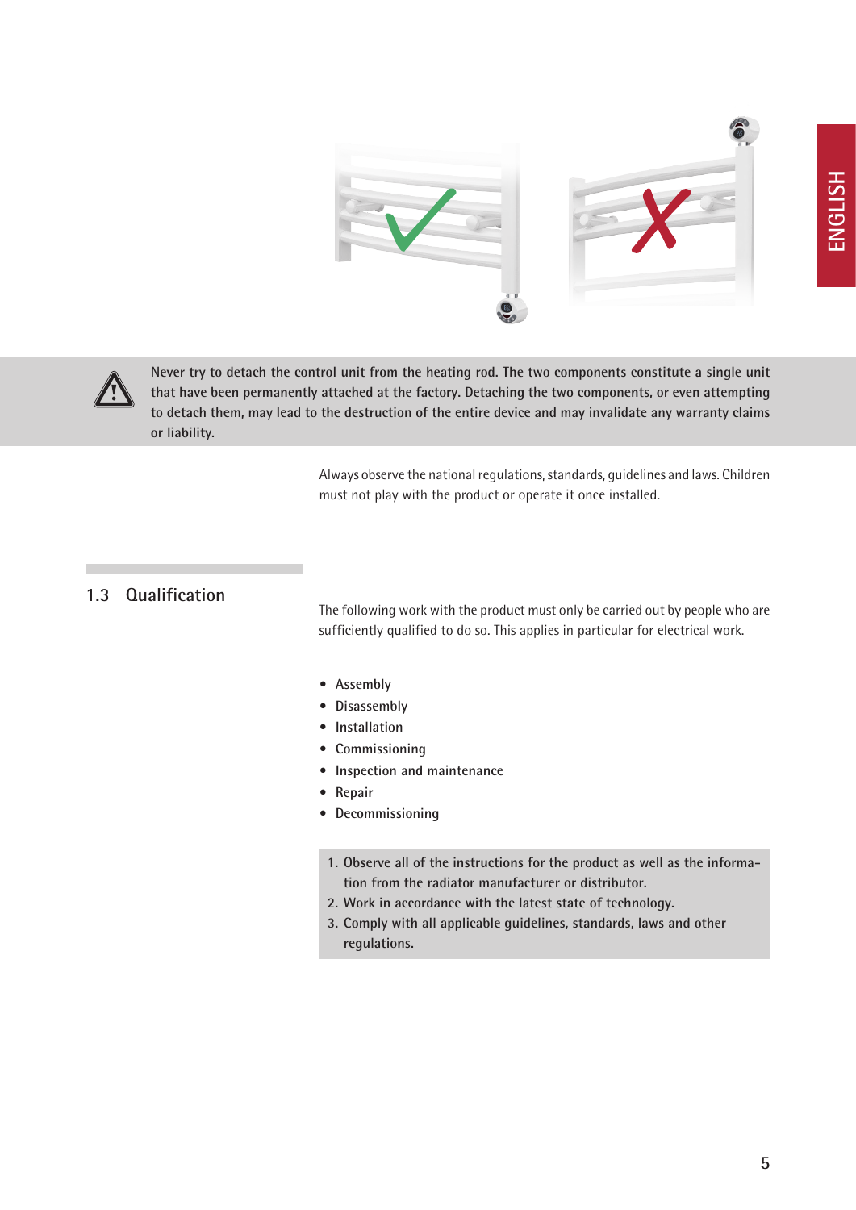**Never try to detach the control unit from the heating rod. The two components constitute a single unit that have been permanently attached at the factory. Detaching the two components, or even attempting to detach them, may lead to the destruction of the entire device and may invalidate any warranty claims or liability.**

Always observe the national regulations, standards, guidelines and laws. Children must not play with the product or operate it once installed.

## 1.3 Qualification

The following work with the product must only be carried out by people who are sufficiently qualified to do so. This applies in particular for electrical work.

- Assembly
- Disassembly
- Installation
- Commissioning
- Inspection and maintenance
- Repair
- Decommissioning

1. Observe all of the instructions for the product as well as the information from the radiator manufacturer or distributor.
2. Work in accordance with the latest state of technology.
3. Comply with all applicable guidelines, standards, laws and other regulations.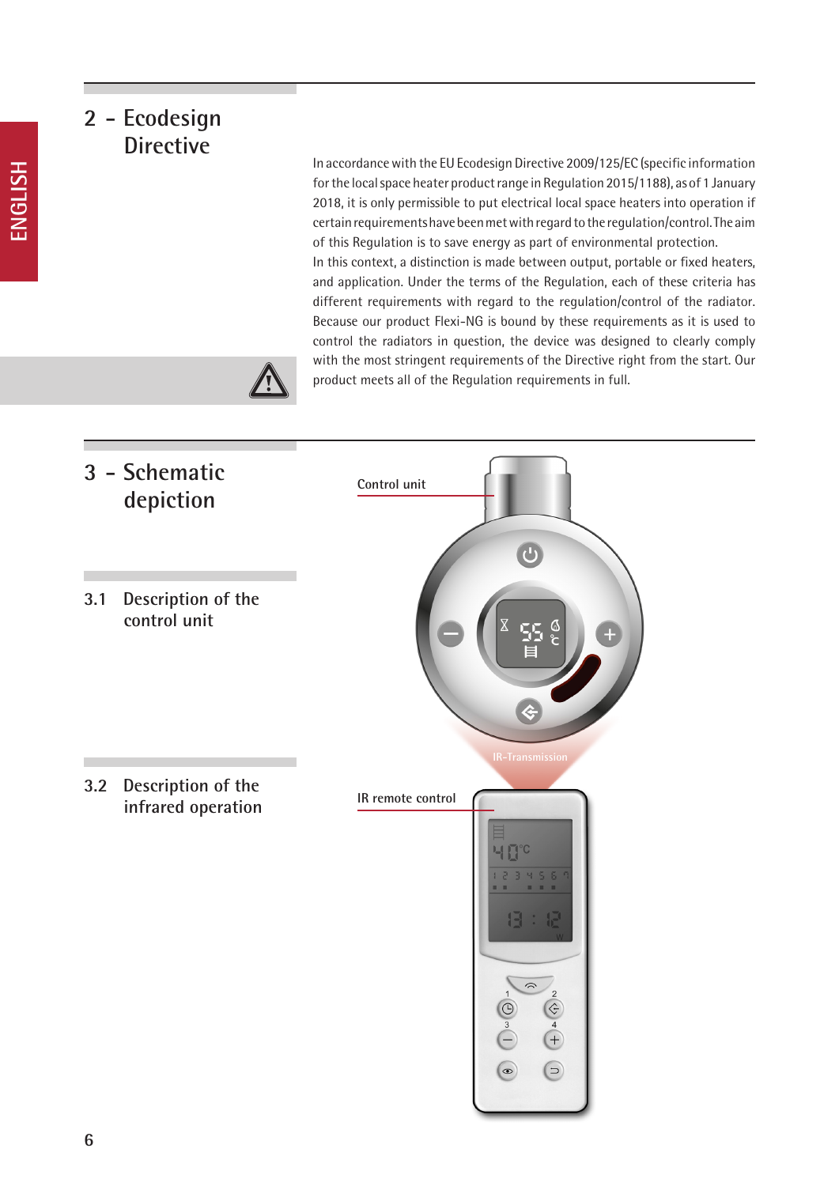## 2 - Ecodesign Directive

In accordance with the EU Ecodesign Directive 2009/125/EC (specific information for the local space heater product range in Regulation 2015/1188), as of 1 January 2018, it is only permissible to put electrical local space heaters into operation if certain requirements have been met with regard to the regulation/control. The aim of this Regulation is to save energy as part of environmental protection.
In this context, a distinction is made between output, portable or fixed heaters, and application. Under the terms of the Regulation, each of these criteria has different requirements with regard to the regulation/control of the radiator. Because our product Flexi-NG is bound by these requirements as it is used to control the radiators in question, the device was designed to clearly comply with the most stringent requirements of the Directive right from the start. Our product meets all of the Regulation requirements in full.

## 3 - Schematic depiction

### 3.1 Description of the control unit

Control unit

IR-Transmission

### 3.2 Description of the infrared operation

IR remote control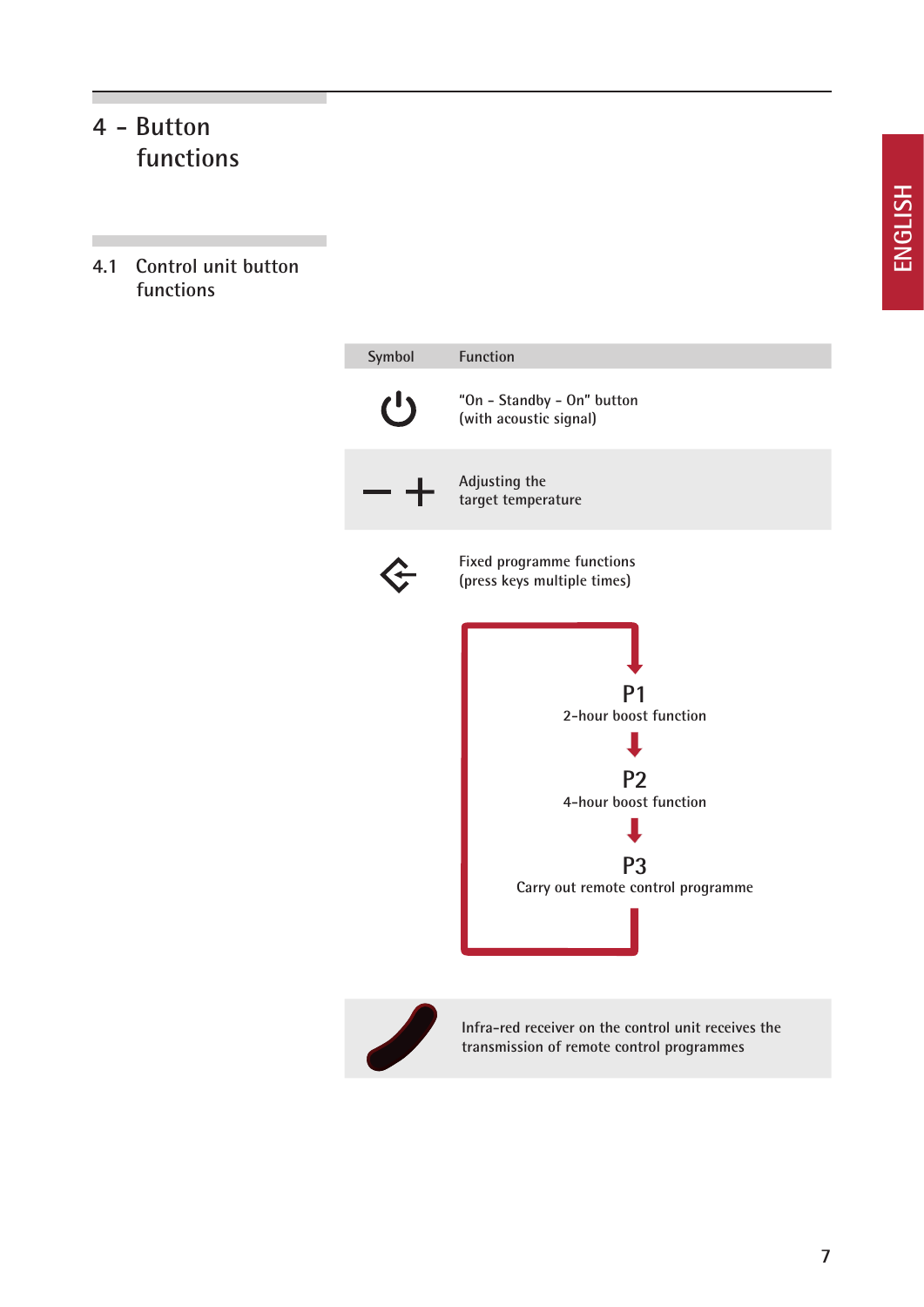# 4 – Button functions

## 4.1 Control unit button functions

| Symbol | Function |
|---|---|
| ⏻ | "On – Standby – On" button (with acoustic signal) |
| – + | Adjusting the target temperature |
| ⇦ | Fixed programme functions (press keys multiple times) |

**P1**
2-hour boost function

**P2**
4-hour boost function

**P3**
Carry out remote control programme

| | |
|---|---|
| | Infra-red receiver on the control unit receives the transmission of remote control programmes |

ENGLISH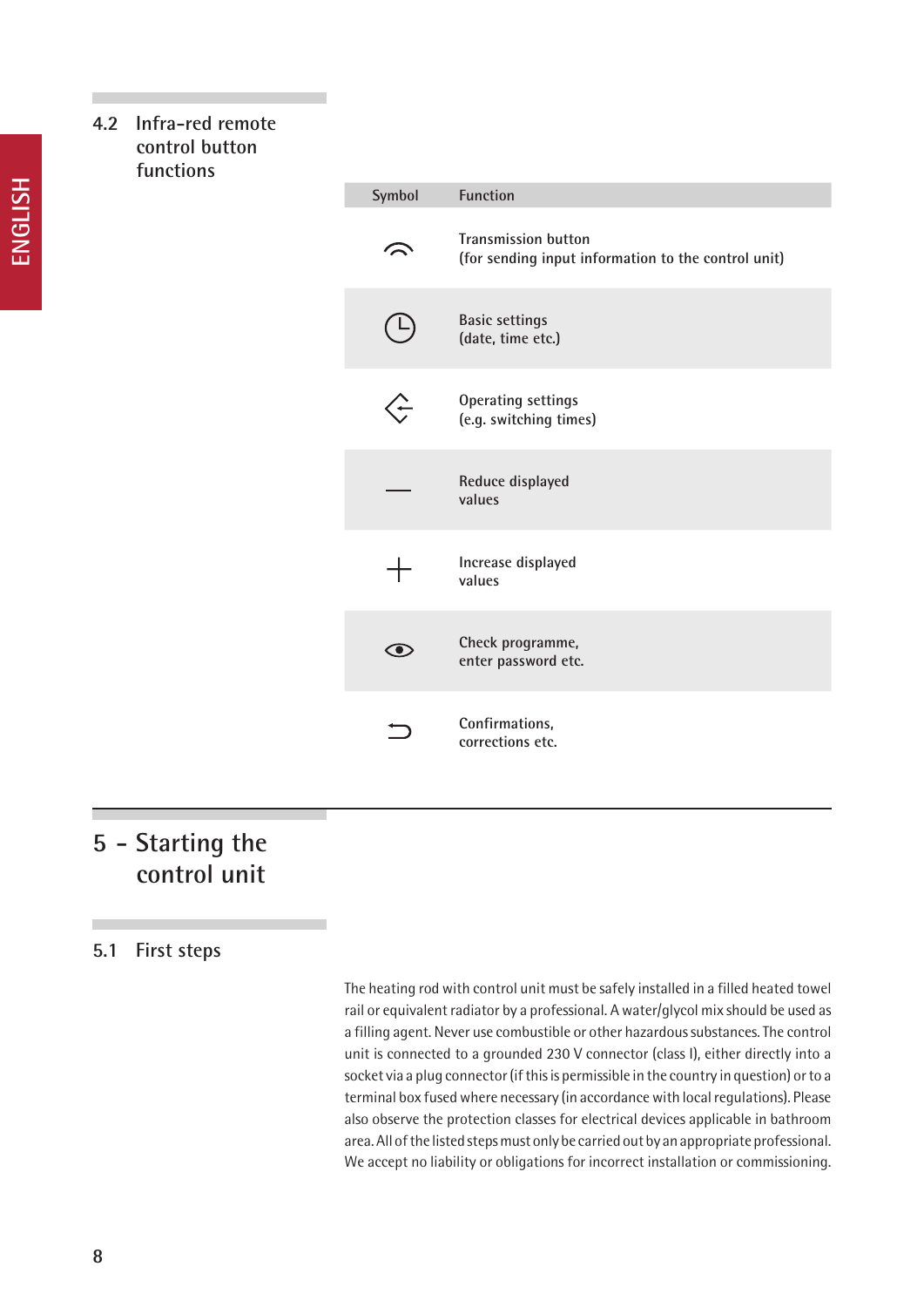### 4.2 Infra-red remote control button functions

| Symbol | Function |
| --- | --- |
| ⌒ | Transmission button (for sending input information to the control unit) |
| 🕒 | Basic settings (date, time etc.) |
| ⇠ | Operating settings (e.g. switching times) |
| — | Reduce displayed values |
| + | Increase displayed values |
| 👁 | Check programme, enter password etc. |
| ⮌ | Confirmations, corrections etc. |

## 5 – Starting the control unit

### 5.1 First steps

The heating rod with control unit must be safely installed in a filled heated towel rail or equivalent radiator by a professional. A water/glycol mix should be used as a filling agent. Never use combustible or other hazardous substances. The control unit is connected to a grounded 230 V connector (class I), either directly into a socket via a plug connector (if this is permissible in the country in question) or to a terminal box fused where necessary (in accordance with local regulations). Please also observe the protection classes for electrical devices applicable in bathroom area. All of the listed steps must only be carried out by an appropriate professional. We accept no liability or obligations for incorrect installation or commissioning.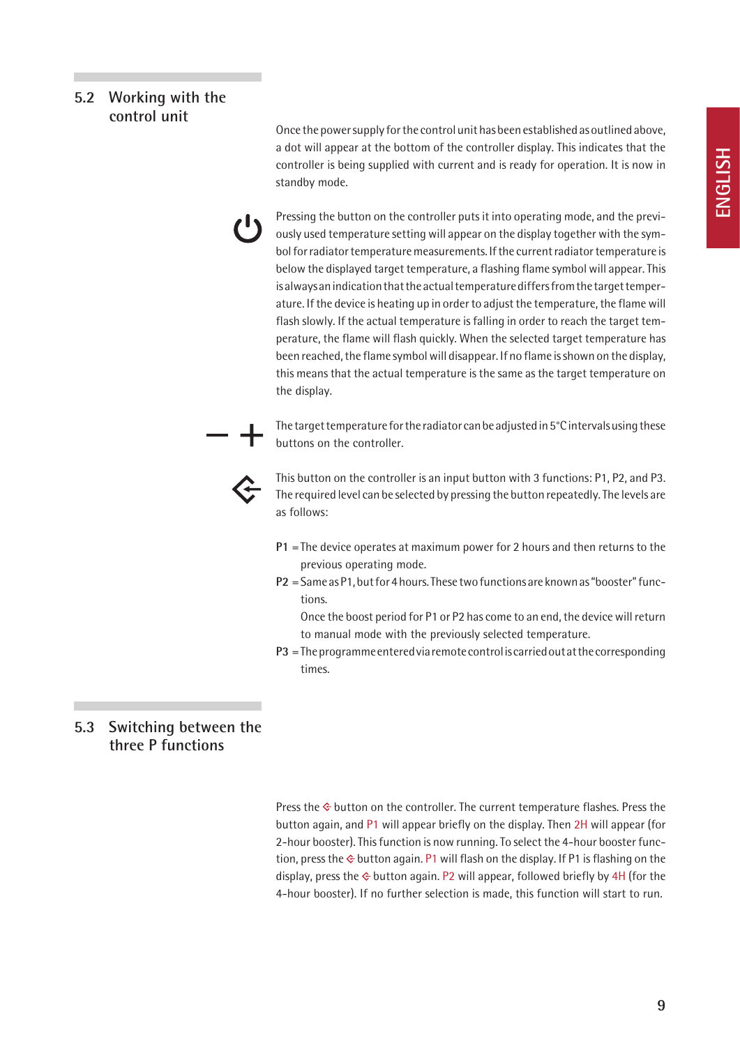## 5.2 Working with the control unit

Once the power supply for the control unit has been established as outlined above, a dot will appear at the bottom of the controller display. This indicates that the controller is being supplied with current and is ready for operation. It is now in standby mode.

Pressing the button on the controller puts it into operating mode, and the previously used temperature setting will appear on the display together with the symbol for radiator temperature measurements. If the current radiator temperature is below the displayed target temperature, a flashing flame symbol will appear. This is always an indication that the actual temperature differs from the target temperature. If the device is heating up in order to adjust the temperature, the flame will flash slowly. If the actual temperature is falling in order to reach the target temperature, the flame will flash quickly. When the selected target temperature has been reached, the flame symbol will disappear. If no flame is shown on the display, this means that the actual temperature is the same as the target temperature on the display.

— +

The target temperature for the radiator can be adjusted in 5°C intervals using these buttons on the controller.

This button on the controller is an input button with 3 functions: P1, P2, and P3. The required level can be selected by pressing the button repeatedly. The levels are as follows:

**P1** = The device operates at maximum power for 2 hours and then returns to the previous operating mode.

**P2** = Same as P1, but for 4 hours. These two functions are known as "booster" functions.
Once the boost period for P1 or P2 has come to an end, the device will return to manual mode with the previously selected temperature.

**P3** = The programme entered via remote control is carried out at the corresponding times.

## 5.3 Switching between the three P functions

Press the button on the controller. The current temperature flashes. Press the button again, and P1 will appear briefly on the display. Then 2H will appear (for 2-hour booster). This function is now running. To select the 4-hour booster function, press the button again. P1 will flash on the display. If P1 is flashing on the display, press the button again. P2 will appear, followed briefly by 4H (for the 4-hour booster). If no further selection is made, this function will start to run.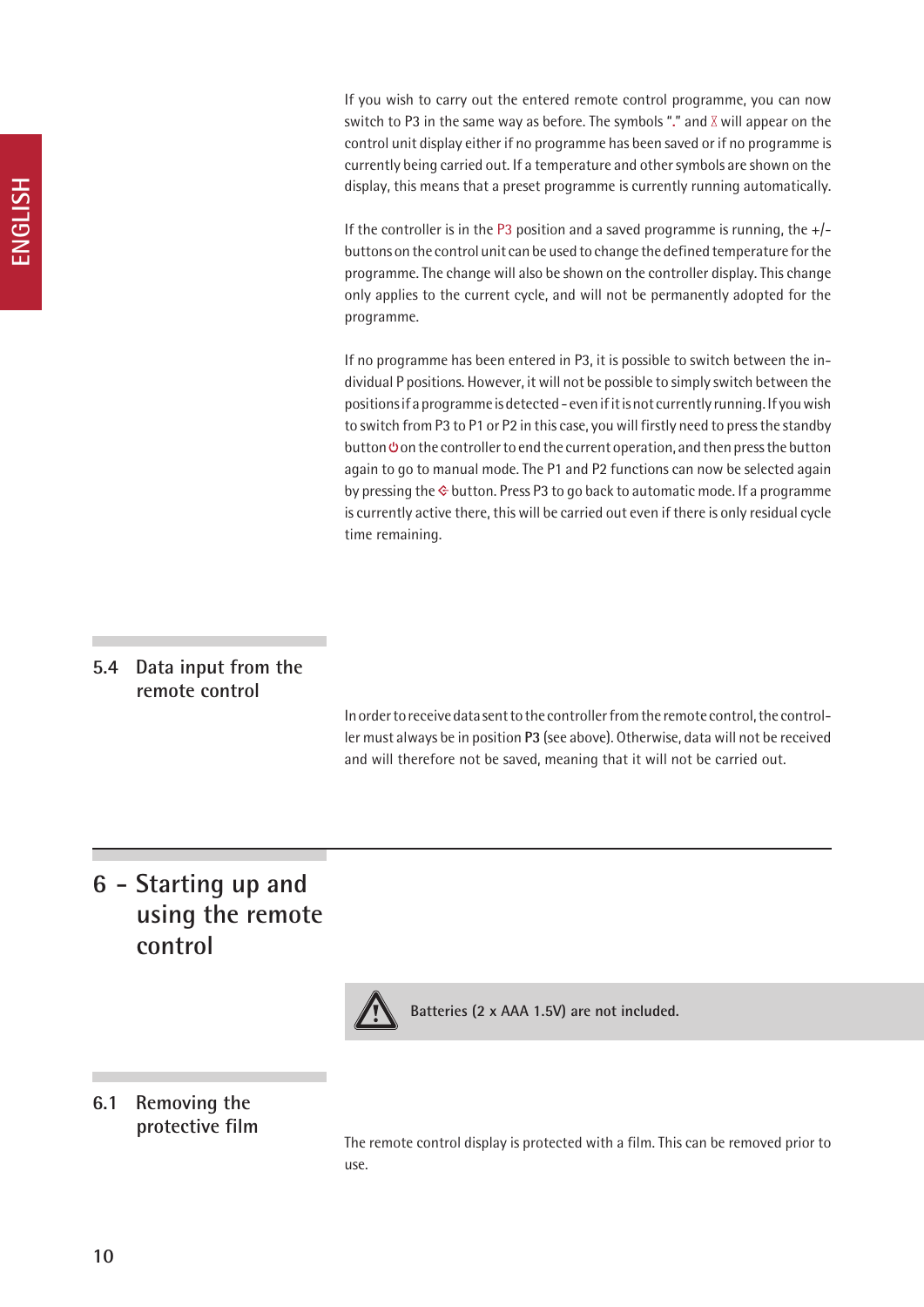If you wish to carry out the entered remote control programme, you can now switch to P3 in the same way as before. The symbols "." and ⌛ will appear on the control unit display either if no programme has been saved or if no programme is currently being carried out. If a temperature and other symbols are shown on the display, this means that a preset programme is currently running automatically.

If the controller is in the P3 position and a saved programme is running, the +/- buttons on the control unit can be used to change the defined temperature for the programme. The change will also be shown on the controller display. This change only applies to the current cycle, and will not be permanently adopted for the programme.

If no programme has been entered in P3, it is possible to switch between the individual P positions. However, it will not be possible to simply switch between the positions if a programme is detected - even if it is not currently running. If you wish to switch from P3 to P1 or P2 in this case, you will firstly need to press the standby button ⏻ on the controller to end the current operation, and then press the button again to go to manual mode. The P1 and P2 functions can now be selected again by pressing the ⟐ button. Press P3 to go back to automatic mode. If a programme is currently active there, this will be carried out even if there is only residual cycle time remaining.

### 5.4 Data input from the remote control

In order to receive data sent to the controller from the remote control, the controller must always be in position **P3** (see above). Otherwise, data will not be received and will therefore not be saved, meaning that it will not be carried out.

## 6 - Starting up and using the remote control

⚠ **Batteries (2 x AAA 1.5V) are not included.**

### 6.1 Removing the protective film

The remote control display is protected with a film. This can be removed prior to use.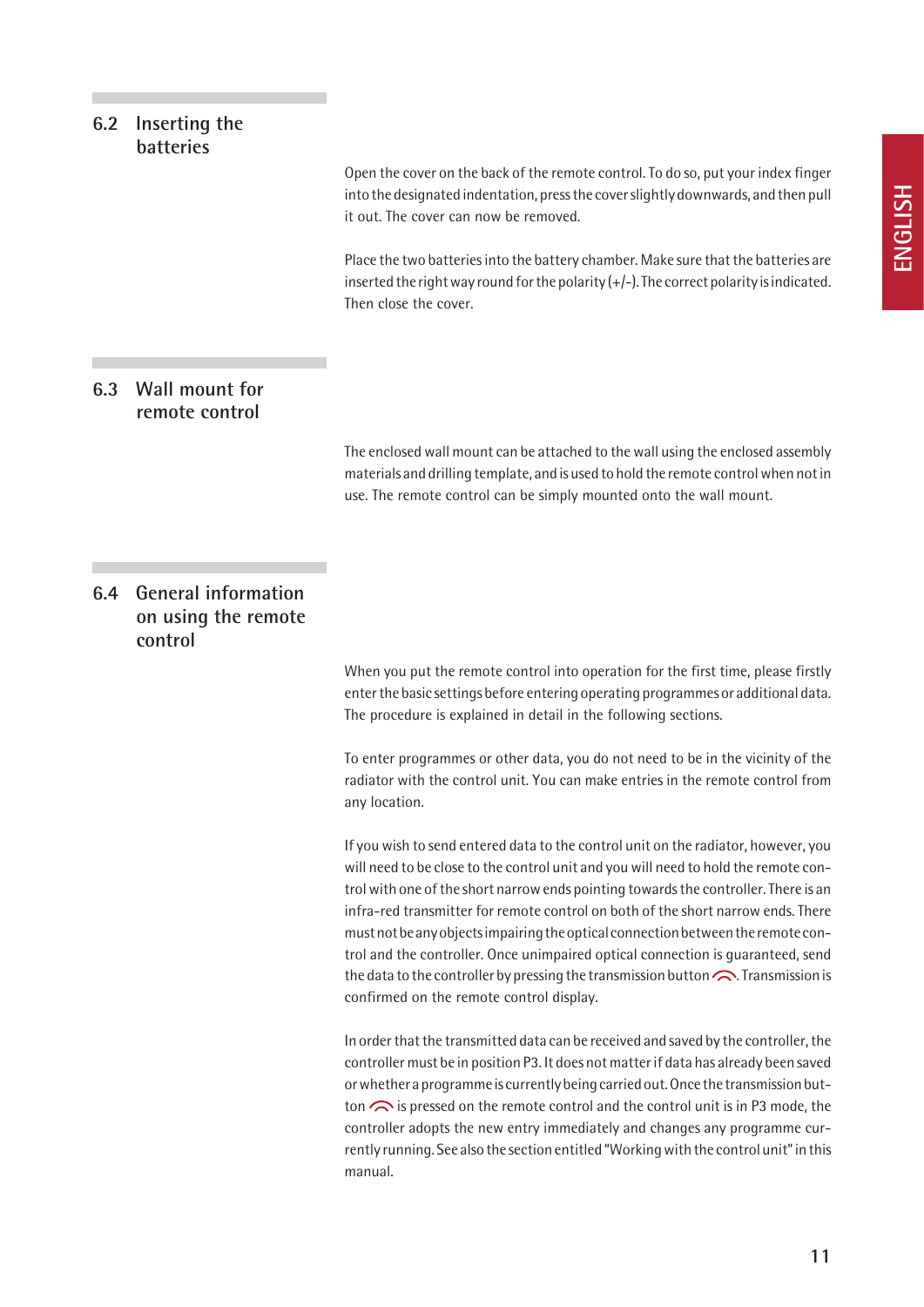## 6.2 Inserting the batteries

Open the cover on the back of the remote control. To do so, put your index finger into the designated indentation, press the cover slightly downwards, and then pull it out. The cover can now be removed.

Place the two batteries into the battery chamber. Make sure that the batteries are inserted the right way round for the polarity (+/-). The correct polarity is indicated. Then close the cover.

## 6.3 Wall mount for remote control

The enclosed wall mount can be attached to the wall using the enclosed assembly materials and drilling template, and is used to hold the remote control when not in use. The remote control can be simply mounted onto the wall mount.

## 6.4 General information on using the remote control

When you put the remote control into operation for the first time, please firstly enter the basic settings before entering operating programmes or additional data. The procedure is explained in detail in the following sections.

To enter programmes or other data, you do not need to be in the vicinity of the radiator with the control unit. You can make entries in the remote control from any location.

If you wish to send entered data to the control unit on the radiator, however, you will need to be close to the control unit and you will need to hold the remote control with one of the short narrow ends pointing towards the controller. There is an infra-red transmitter for remote control on both of the short narrow ends. There must not be any objects impairing the optical connection between the remote control and the controller. Once unimpaired optical connection is guaranteed, send the data to the controller by pressing the transmission button . Transmission is confirmed on the remote control display.

In order that the transmitted data can be received and saved by the controller, the controller must be in position P3. It does not matter if data has already been saved or whether a programme is currently being carried out. Once the transmission button  is pressed on the remote control and the control unit is in P3 mode, the controller adopts the new entry immediately and changes any programme currently running. See also the section entitled "Working with the control unit" in this manual.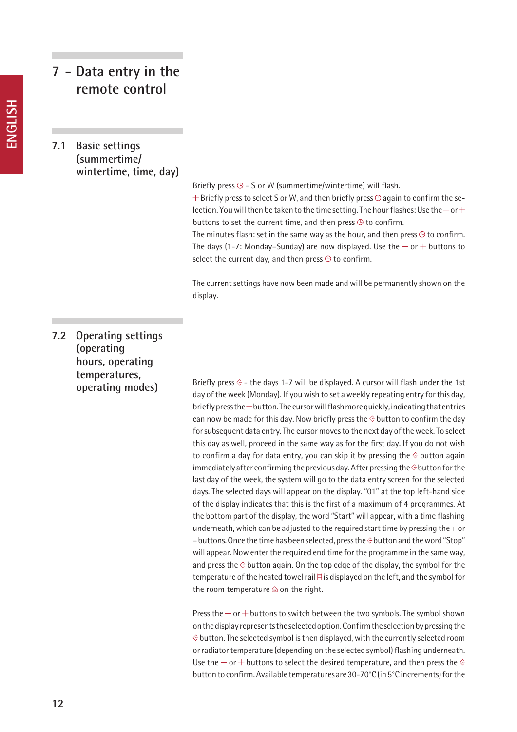# 7 - Data entry in the remote control

## 7.1 Basic settings (summertime/ wintertime, time, day)

Briefly press ◷ - S or W (summertime/wintertime) will flash.
+ Briefly press to select S or W, and then briefly press ◷ again to confirm the selection. You will then be taken to the time setting. The hour flashes: Use the — or + buttons to set the current time, and then press ◷ to confirm.
The minutes flash: set in the same way as the hour, and then press ◷ to confirm.
The days (1-7: Monday–Sunday) are now displayed. Use the — or + buttons to select the current day, and then press ◷ to confirm.

The current settings have now been made and will be permanently shown on the display.

## 7.2 Operating settings (operating hours, operating temperatures, operating modes)

Briefly press ⟐ - the days 1-7 will be displayed. A cursor will flash under the 1st day of the week (Monday). If you wish to set a weekly repeating entry for this day, briefly press the + button. The cursor will flash more quickly, indicating that entries can now be made for this day. Now briefly press the ⟐ button to confirm the day for subsequent data entry. The cursor moves to the next day of the week. To select this day as well, proceed in the same way as for the first day. If you do not wish to confirm a day for data entry, you can skip it by pressing the ⟐ button again immediately after confirming the previous day. After pressing the ⟐ button for the last day of the week, the system will go to the data entry screen for the selected days. The selected days will appear on the display. "01" at the top left-hand side of the display indicates that this is the first of a maximum of 4 programmes. At the bottom part of the display, the word "Start" will appear, with a time flashing underneath, which can be adjusted to the required start time by pressing the + or – buttons. Once the time has been selected, press the ⟐ button and the word "Stop" will appear. Now enter the required end time for the programme in the same way, and press the ⟐ button again. On the top edge of the display, the symbol for the temperature of the heated towel rail ☰ is displayed on the left, and the symbol for the room temperature ⌂ on the right.

Press the — or + buttons to switch between the two symbols. The symbol shown on the display represents the selected option. Confirm the selection by pressing the ⟐ button. The selected symbol is then displayed, with the currently selected room or radiator temperature (depending on the selected symbol) flashing underneath. Use the — or + buttons to select the desired temperature, and then press the ⟐ button to confirm. Available temperatures are 30-70°C (in 5°C increments) for the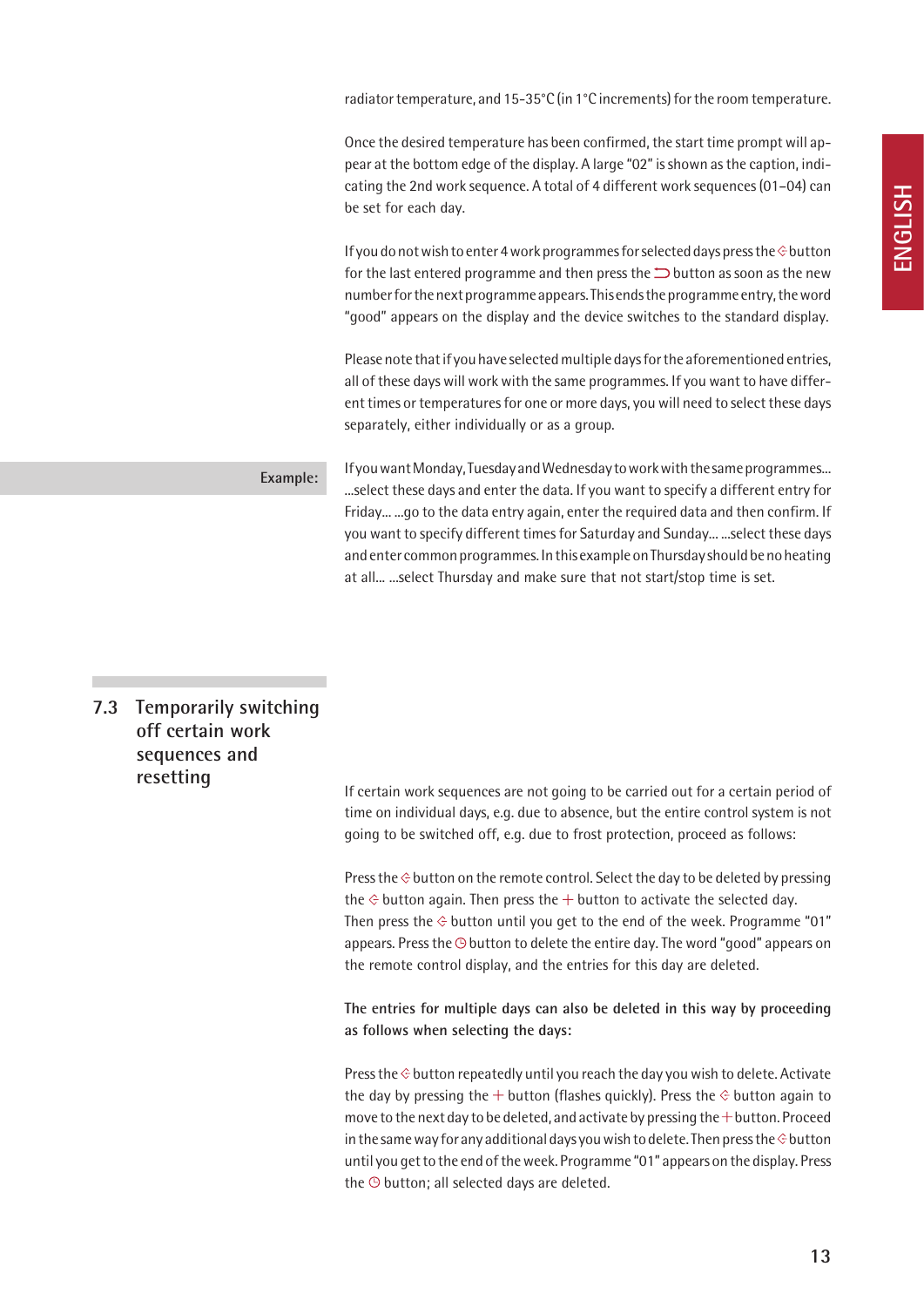radiator temperature, and 15-35°C (in 1°C increments) for the room temperature.

Once the desired temperature has been confirmed, the start time prompt will appear at the bottom edge of the display. A large "02" is shown as the caption, indicating the 2nd work sequence. A total of 4 different work sequences (01–04) can be set for each day.

If you do not wish to enter 4 work programmes for selected days press the ⇳ button for the last entered programme and then press the ⊃ button as soon as the new number for the next programme appears. This ends the programme entry, the word "good" appears on the display and the device switches to the standard display.

Please note that if you have selected multiple days for the aforementioned entries, all of these days will work with the same programmes. If you want to have different times or temperatures for one or more days, you will need to select these days separately, either individually or as a group.

**Example:**

If you want Monday, Tuesday and Wednesday to work with the same programmes... ...select these days and enter the data. If you want to specify a different entry for Friday... ...go to the data entry again, enter the required data and then confirm. If you want to specify different times for Saturday and Sunday... ...select these days and enter common programmes. In this example on Thursday should be no heating at all... ...select Thursday and make sure that not start/stop time is set.

## 7.3 Temporarily switching off certain work sequences and resetting

If certain work sequences are not going to be carried out for a certain period of time on individual days, e.g. due to absence, but the entire control system is not going to be switched off, e.g. due to frost protection, proceed as follows:

Press the ⇳ button on the remote control. Select the day to be deleted by pressing the ⇳ button again. Then press the + button to activate the selected day. Then press the ⇳ button until you get to the end of the week. Programme "01" appears. Press the ◷ button to delete the entire day. The word "good" appears on the remote control display, and the entries for this day are deleted.

**The entries for multiple days can also be deleted in this way by proceeding as follows when selecting the days:**

Press the ⇳ button repeatedly until you reach the day you wish to delete. Activate the day by pressing the + button (flashes quickly). Press the ⇳ button again to move to the next day to be deleted, and activate by pressing the + button. Proceed in the same way for any additional days you wish to delete. Then press the ⇳ button until you get to the end of the week. Programme "01" appears on the display. Press the ◷ button; all selected days are deleted.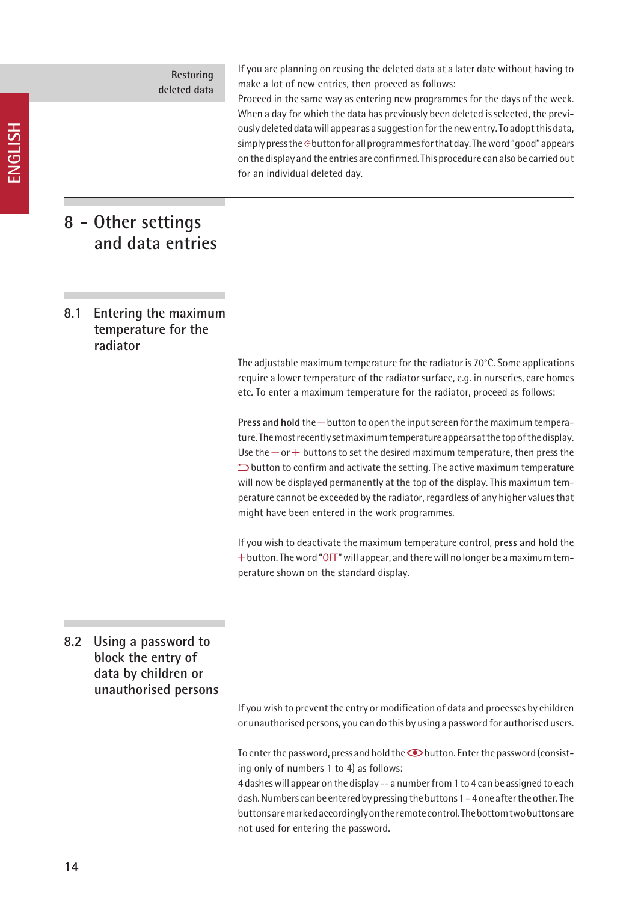**Restoring deleted data**

If you are planning on reusing the deleted data at a later date without having to make a lot of new entries, then proceed as follows:
Proceed in the same way as entering new programmes for the days of the week. When a day for which the data has previously been deleted is selected, the previously deleted data will appear as a suggestion for the new entry. To adopt this data, simply press the ⟐ button for all programmes for that day. The word "good" appears on the display and the entries are confirmed. This procedure can also be carried out for an individual deleted day.

# 8 – Other settings and data entries

## 8.1 Entering the maximum temperature for the radiator

The adjustable maximum temperature for the radiator is 70°C. Some applications require a lower temperature of the radiator surface, e.g. in nurseries, care homes etc. To enter a maximum temperature for the radiator, proceed as follows:

**Press and hold** the – button to open the input screen for the maximum temperature. The most recently set maximum temperature appears at the top of the display. Use the – or + buttons to set the desired maximum temperature, then press the ⊃ button to confirm and activate the setting. The active maximum temperature will now be displayed permanently at the top of the display. This maximum temperature cannot be exceeded by the radiator, regardless of any higher values that might have been entered in the work programmes.

If you wish to deactivate the maximum temperature control, **press and hold** the + button. The word "OFF" will appear, and there will no longer be a maximum temperature shown on the standard display.

## 8.2 Using a password to block the entry of data by children or unauthorised persons

If you wish to prevent the entry or modification of data and processes by children or unauthorised persons, you can do this by using a password for authorised users.

To enter the password, press and hold the 👁 button. Enter the password (consisting only of numbers 1 to 4) as follows:
4 dashes will appear on the display -- a number from 1 to 4 can be assigned to each dash. Numbers can be entered by pressing the buttons 1 – 4 one after the other. The buttons are marked accordingly on the remote control. The bottom two buttons are not used for entering the password.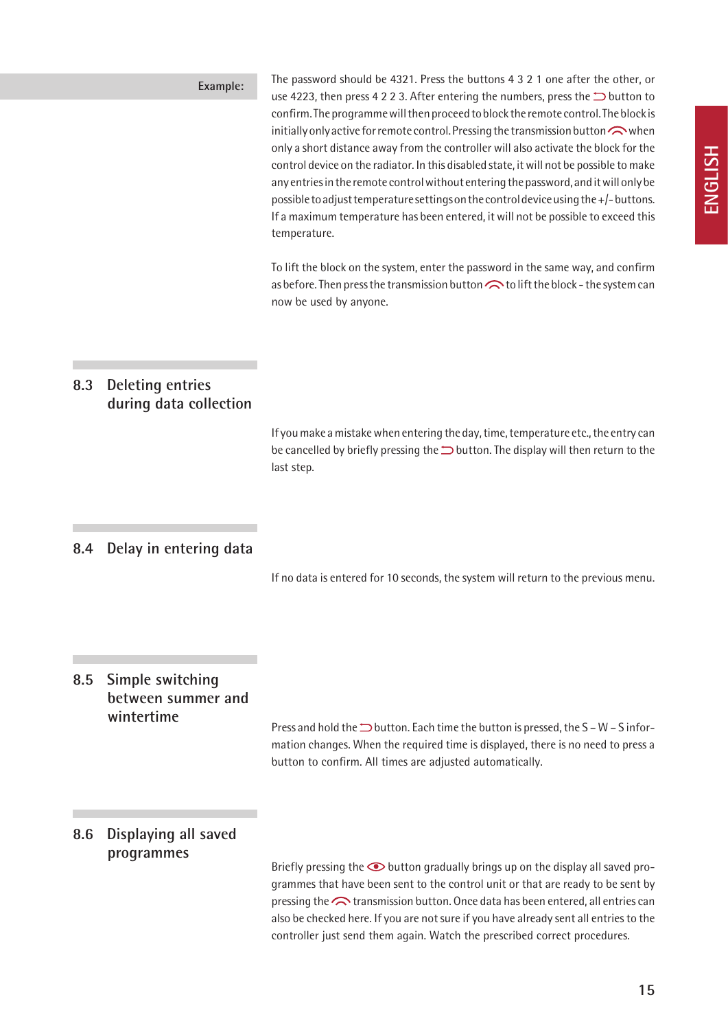**Example:**

The password should be 4321. Press the buttons 4 3 2 1 one after the other, or use 4223, then press 4 2 2 3. After entering the numbers, press the ⊃ button to confirm. The programme will then proceed to block the remote control. The block is initially only active for remote control. Pressing the transmission button when only a short distance away from the controller will also activate the block for the control device on the radiator. In this disabled state, it will not be possible to make any entries in the remote control without entering the password, and it will only be possible to adjust temperature settings on the control device using the +/- buttons. If a maximum temperature has been entered, it will not be possible to exceed this temperature.

To lift the block on the system, enter the password in the same way, and confirm as before. Then press the transmission button to lift the block - the system can now be used by anyone.

## 8.3 Deleting entries during data collection

If you make a mistake when entering the day, time, temperature etc., the entry can be cancelled by briefly pressing the ⊃ button. The display will then return to the last step.

## 8.4 Delay in entering data

If no data is entered for 10 seconds, the system will return to the previous menu.

## 8.5 Simple switching between summer and wintertime

Press and hold the ⊃ button. Each time the button is pressed, the S – W – S information changes. When the required time is displayed, there is no need to press a button to confirm. All times are adjusted automatically.

## 8.6 Displaying all saved programmes

Briefly pressing the button gradually brings up on the display all saved programmes that have been sent to the control unit or that are ready to be sent by pressing the transmission button. Once data has been entered, all entries can also be checked here. If you are not sure if you have already sent all entries to the controller just send them again. Watch the prescribed correct procedures.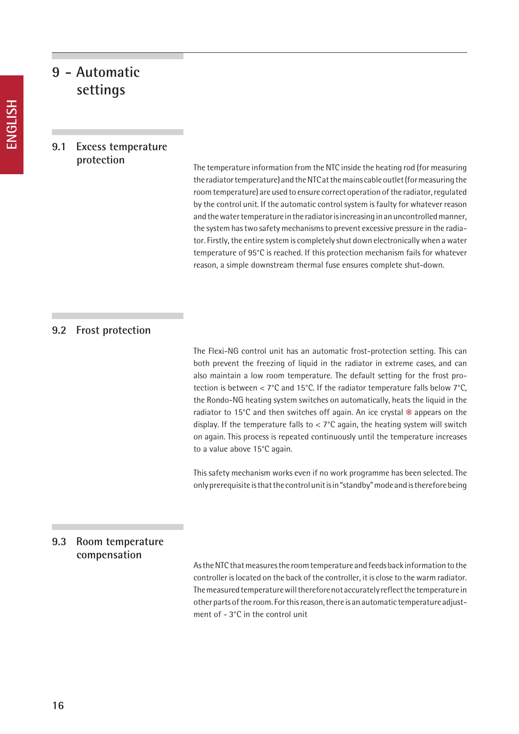# 9 - Automatic settings

## 9.1 Excess temperature protection

The temperature information from the NTC inside the heating rod (for measuring the radiator temperature) and the NTC at the mains cable outlet (for measuring the room temperature) are used to ensure correct operation of the radiator, regulated by the control unit. If the automatic control system is faulty for whatever reason and the water temperature in the radiator is increasing in an uncontrolled manner, the system has two safety mechanisms to prevent excessive pressure in the radiator. Firstly, the entire system is completely shut down electronically when a water temperature of 95°C is reached. If this protection mechanism fails for whatever reason, a simple downstream thermal fuse ensures complete shut-down.

## 9.2 Frost protection

The Flexi-NG control unit has an automatic frost-protection setting. This can both prevent the freezing of liquid in the radiator in extreme cases, and can also maintain a low room temperature. The default setting for the frost protection is between < 7°C and 15°C. If the radiator temperature falls below 7°C, the Rondo-NG heating system switches on automatically, heats the liquid in the radiator to 15°C and then switches off again. An ice crystal ❄ appears on the display. If the temperature falls to < 7°C again, the heating system will switch on again. This process is repeated continuously until the temperature increases to a value above 15°C again.

This safety mechanism works even if no work programme has been selected. The only prerequisite is that the control unit is in "standby" mode and is therefore being

## 9.3 Room temperature compensation

As the NTC that measures the room temperature and feeds back information to the controller is located on the back of the controller, it is close to the warm radiator. The measured temperature will therefore not accurately reflect the temperature in other parts of the room. For this reason, there is an automatic temperature adjustment of - 3°C in the control unit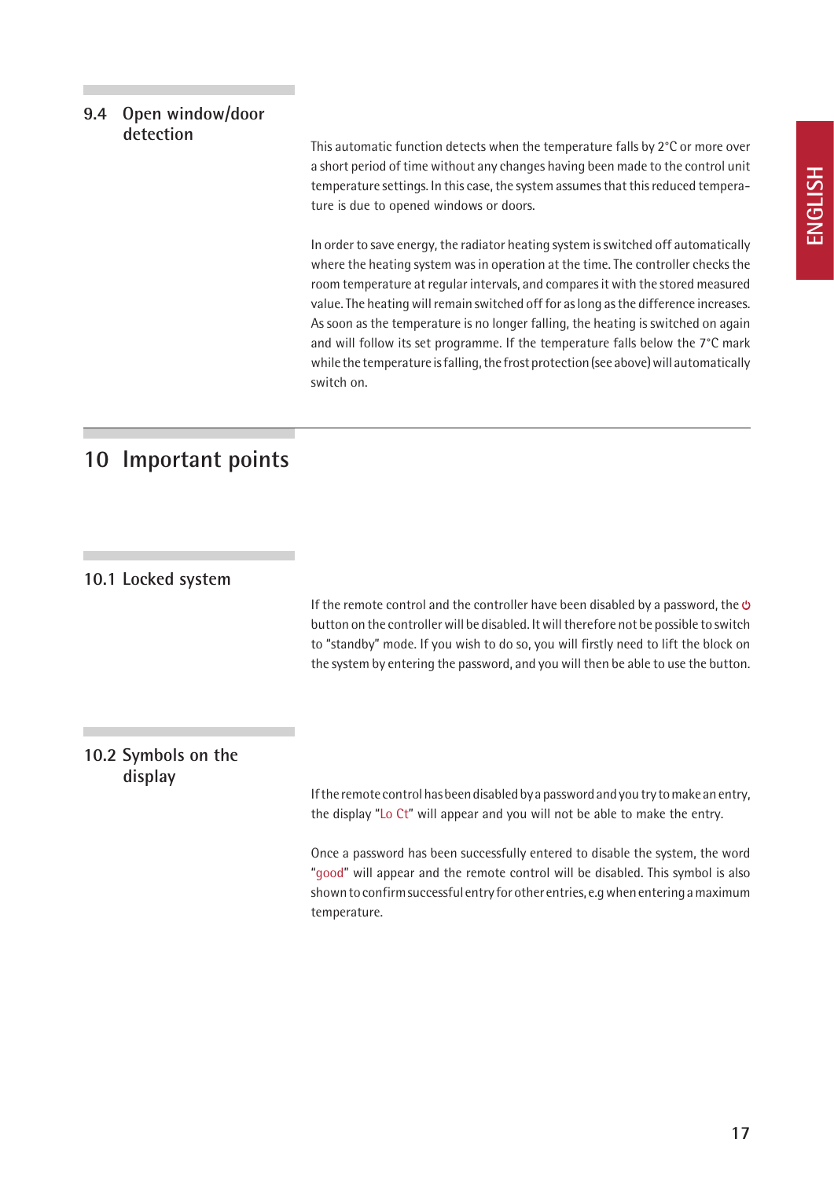## 9.4 Open window/door detection

This automatic function detects when the temperature falls by 2°C or more over a short period of time without any changes having been made to the control unit temperature settings. In this case, the system assumes that this reduced temperature is due to opened windows or doors.

In order to save energy, the radiator heating system is switched off automatically where the heating system was in operation at the time. The controller checks the room temperature at regular intervals, and compares it with the stored measured value. The heating will remain switched off for as long as the difference increases. As soon as the temperature is no longer falling, the heating is switched on again and will follow its set programme. If the temperature falls below the 7°C mark while the temperature is falling, the frost protection (see above) will automatically switch on.

# 10 Important points

## 10.1 Locked system

If the remote control and the controller have been disabled by a password, the ⏻ button on the controller will be disabled. It will therefore not be possible to switch to "standby" mode. If you wish to do so, you will firstly need to lift the block on the system by entering the password, and you will then be able to use the button.

## 10.2 Symbols on the display

If the remote control has been disabled by a password and you try to make an entry, the display "Lo Ct" will appear and you will not be able to make the entry.

Once a password has been successfully entered to disable the system, the word "good" will appear and the remote control will be disabled. This symbol is also shown to confirm successful entry for other entries, e.g when entering a maximum temperature.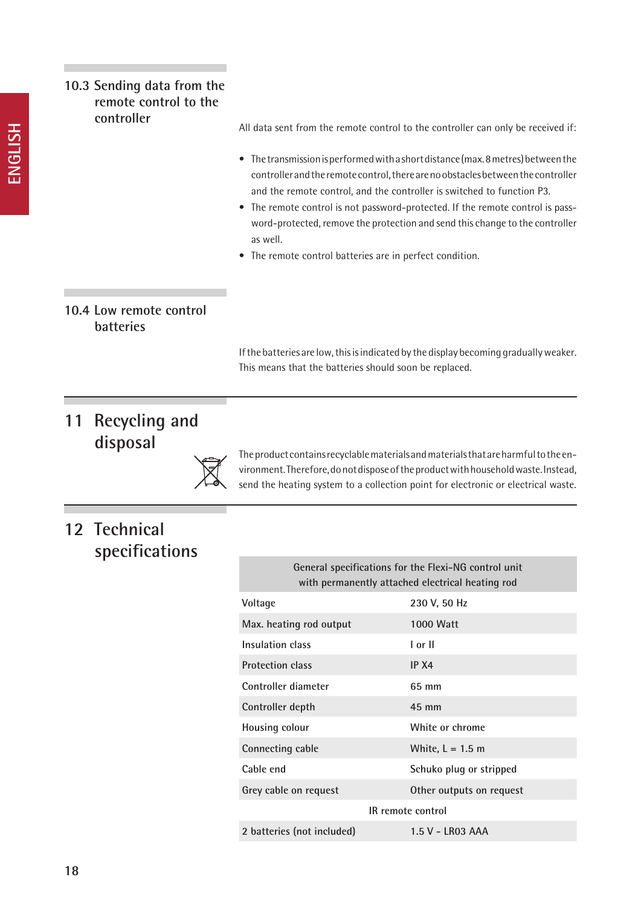## 10.3 Sending data from the remote control to the controller

All data sent from the remote control to the controller can only be received if:

- The transmission is performed with a short distance (max. 8 metres) between the controller and the remote control, there are no obstacles between the controller and the remote control, and the controller is switched to function P3.
- The remote control is not password-protected. If the remote control is password-protected, remove the protection and send this change to the controller as well.
- The remote control batteries are in perfect condition.

## 10.4 Low remote control batteries

If the batteries are low, this is indicated by the display becoming gradually weaker. This means that the batteries should soon be replaced.

# 11 Recycling and disposal

The product contains recyclable materials and materials that are harmful to the environment. Therefore, do not dispose of the product with household waste. Instead, send the heating system to a collection point for electronic or electrical waste.

# 12 Technical specifications

| General specifications for the Flexi-NG control unit with permanently attached electrical heating rod | |
|---|---|
| Voltage | 230 V, 50 Hz |
| Max. heating rod output | 1000 Watt |
| Insulation class | I or II |
| Protection class | IP X4 |
| Controller diameter | 65 mm |
| Controller depth | 45 mm |
| Housing colour | White or chrome |
| Connecting cable | White, L = 1.5 m |
| Cable end | Schuko plug or stripped |
| Grey cable on request | Other outputs on request |
| IR remote control | |
| 2 batteries (not included) | 1.5 V - LR03 AAA |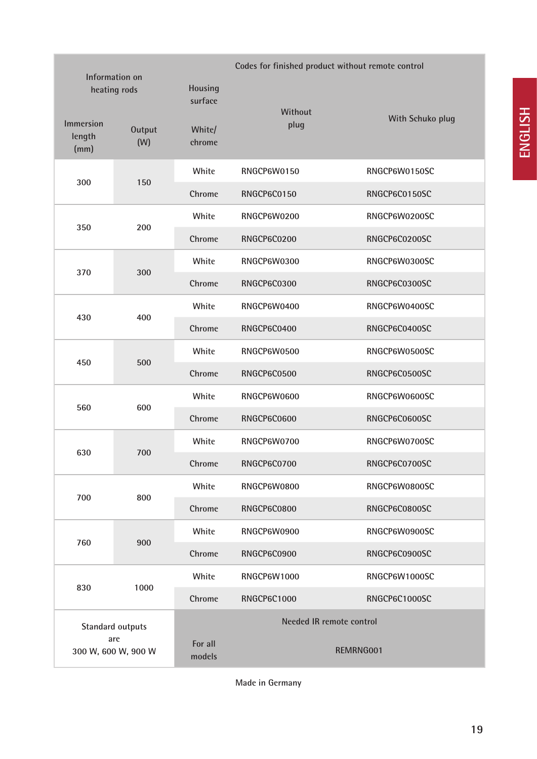| Information on heating rods | | Housing surface | Codes for finished product without remote control | |
|---|---|---|---|---|
| Immersion length (mm) | Output (W) | White/ chrome | Without plug | With Schuko plug |
| 300 | 150 | White | RNGCP6W0150 | RNGCP6W0150SC |
| | | Chrome | RNGCP6C0150 | RNGCP6C0150SC |
| 350 | 200 | White | RNGCP6W0200 | RNGCP6W0200SC |
| | | Chrome | RNGCP6C0200 | RNGCP6C0200SC |
| 370 | 300 | White | RNGCP6W0300 | RNGCP6W0300SC |
| | | Chrome | RNGCP6C0300 | RNGCP6C0300SC |
| 430 | 400 | White | RNGCP6W0400 | RNGCP6W0400SC |
| | | Chrome | RNGCP6C0400 | RNGCP6C0400SC |
| 450 | 500 | White | RNGCP6W0500 | RNGCP6W0500SC |
| | | Chrome | RNGCP6C0500 | RNGCP6C0500SC |
| 560 | 600 | White | RNGCP6W0600 | RNGCP6W0600SC |
| | | Chrome | RNGCP6C0600 | RNGCP6C0600SC |
| 630 | 700 | White | RNGCP6W0700 | RNGCP6W0700SC |
| | | Chrome | RNGCP6C0700 | RNGCP6C0700SC |
| 700 | 800 | White | RNGCP6W0800 | RNGCP6W0800SC |
| | | Chrome | RNGCP6C0800 | RNGCP6C0800SC |
| 760 | 900 | White | RNGCP6W0900 | RNGCP6W0900SC |
| | | Chrome | RNGCP6C0900 | RNGCP6C0900SC |
| 830 | 1000 | White | RNGCP6W1000 | RNGCP6W1000SC |
| | | Chrome | RNGCP6C1000 | RNGCP6C1000SC |
| Standard outputs are 300 W, 600 W, 900 W | | For all models | Needed IR remote control REMRNG001 | |

Made in Germany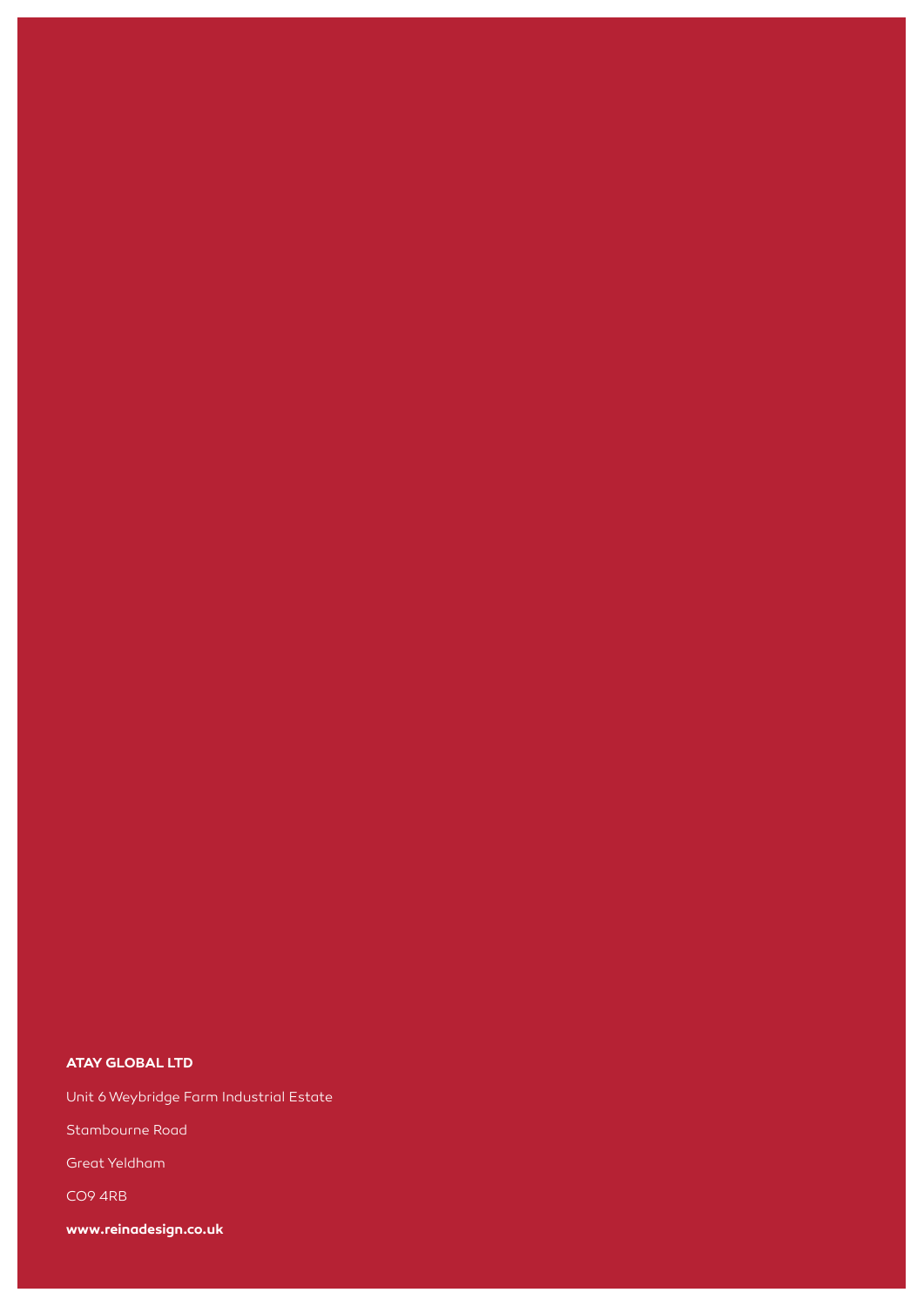**ATAY GLOBAL LTD**

Unit 6 Weybridge Farm Industrial Estate

Stambourne Road

Great Yeldham

CO9 4RB

**www.reinadesign.co.uk**